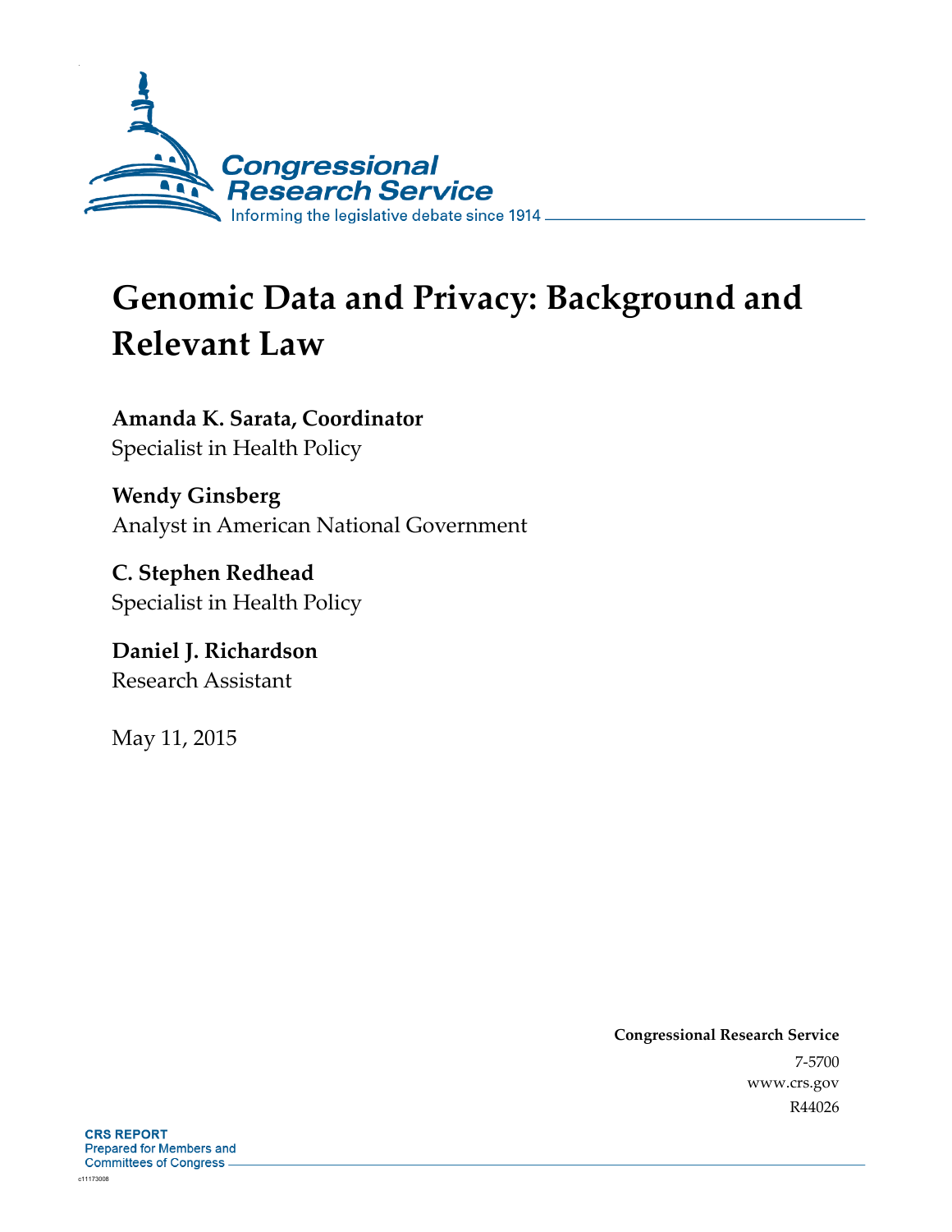Congressional Research Service

Informing the legislative debate since 1914

# Genomic Data and Privacy: Background and Relevant Law

**Amanda K. Sarata, Coordinator**
Specialist in Health Policy

**Wendy Ginsberg**
Analyst in American National Government

**C. Stephen Redhead**
Specialist in Health Policy

**Daniel J. Richardson**
Research Assistant

May 11, 2015

**Congressional Research Service**
7-5700
www.crs.gov
R44026

**CRS REPORT**
Prepared for Members and
Committees of Congress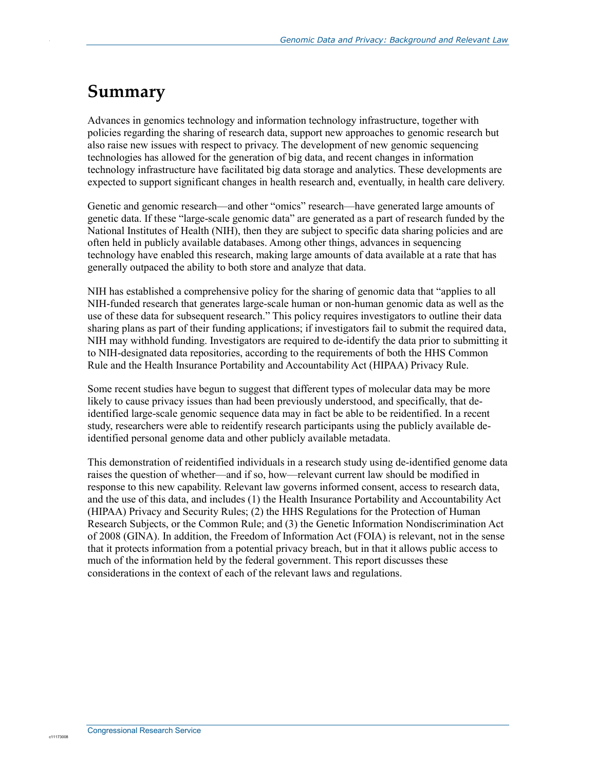# Summary

Advances in genomics technology and information technology infrastructure, together with policies regarding the sharing of research data, support new approaches to genomic research but also raise new issues with respect to privacy. The development of new genomic sequencing technologies has allowed for the generation of big data, and recent changes in information technology infrastructure have facilitated big data storage and analytics. These developments are expected to support significant changes in health research and, eventually, in health care delivery.

Genetic and genomic research—and other "omics" research—have generated large amounts of genetic data. If these "large-scale genomic data" are generated as a part of research funded by the National Institutes of Health (NIH), then they are subject to specific data sharing policies and are often held in publicly available databases. Among other things, advances in sequencing technology have enabled this research, making large amounts of data available at a rate that has generally outpaced the ability to both store and analyze that data.

NIH has established a comprehensive policy for the sharing of genomic data that "applies to all NIH-funded research that generates large-scale human or non-human genomic data as well as the use of these data for subsequent research." This policy requires investigators to outline their data sharing plans as part of their funding applications; if investigators fail to submit the required data, NIH may withhold funding. Investigators are required to de-identify the data prior to submitting it to NIH-designated data repositories, according to the requirements of both the HHS Common Rule and the Health Insurance Portability and Accountability Act (HIPAA) Privacy Rule.

Some recent studies have begun to suggest that different types of molecular data may be more likely to cause privacy issues than had been previously understood, and specifically, that de-identified large-scale genomic sequence data may in fact be able to be reidentified. In a recent study, researchers were able to reidentify research participants using the publicly available de-identified personal genome data and other publicly available metadata.

This demonstration of reidentified individuals in a research study using de-identified genome data raises the question of whether—and if so, how—relevant current law should be modified in response to this new capability. Relevant law governs informed consent, access to research data, and the use of this data, and includes (1) the Health Insurance Portability and Accountability Act (HIPAA) Privacy and Security Rules; (2) the HHS Regulations for the Protection of Human Research Subjects, or the Common Rule; and (3) the Genetic Information Nondiscrimination Act of 2008 (GINA). In addition, the Freedom of Information Act (FOIA) is relevant, not in the sense that it protects information from a potential privacy breach, but in that it allows public access to much of the information held by the federal government. This report discusses these considerations in the context of each of the relevant laws and regulations.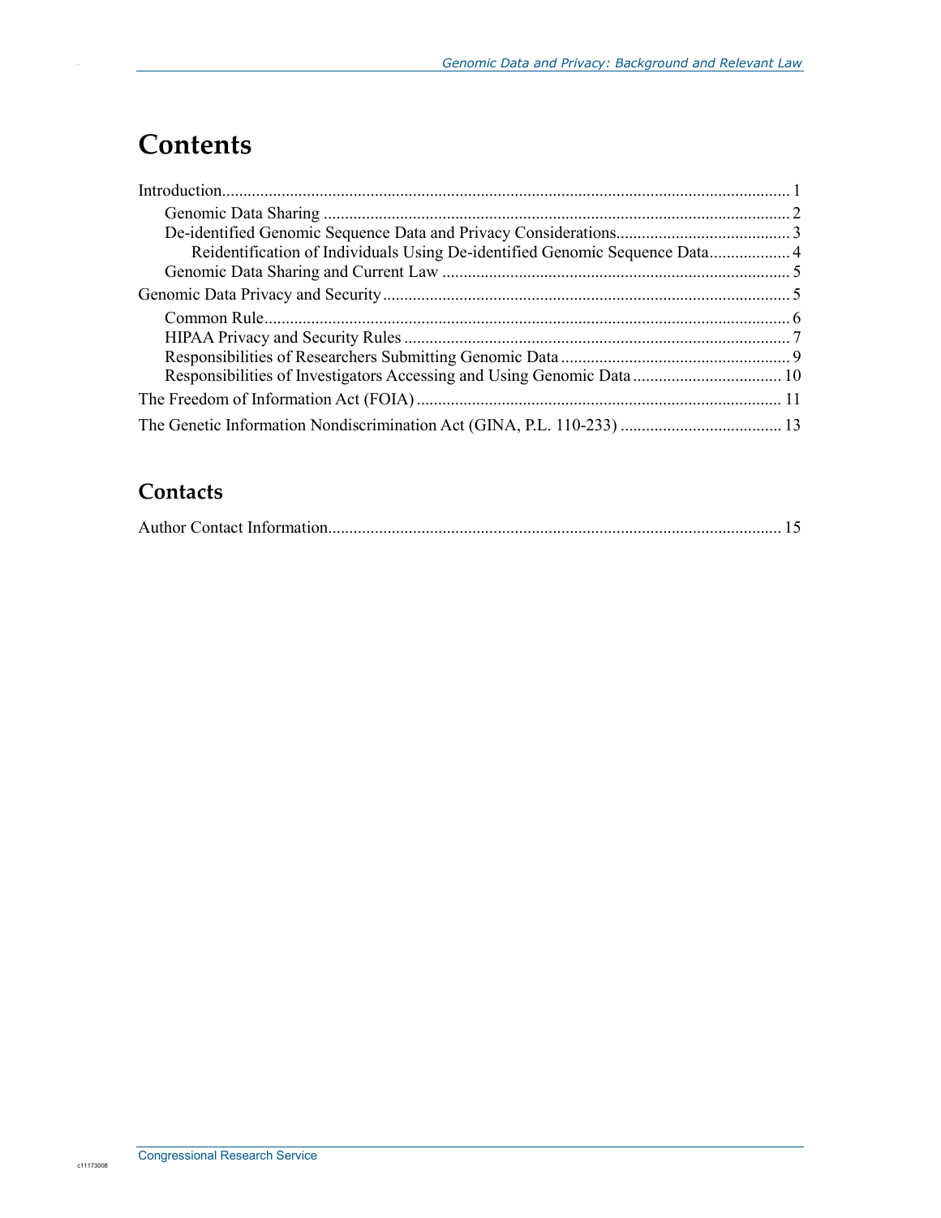# Contents

Introduction .................................................................................................................... 1

- Genomic Data Sharing .............................................................................................. 2
- De-identified Genomic Sequence Data and Privacy Considerations ......................................... 3
  - Reidentification of Individuals Using De-identified Genomic Sequence Data ................... 4
- Genomic Data Sharing and Current Law ..................................................................... 5

Genomic Data Privacy and Security ............................................................................... 5

- Common Rule ........................................................................................................... 6
- HIPAA Privacy and Security Rules ........................................................................... 7
- Responsibilities of Researchers Submitting Genomic Data ........................................... 9
- Responsibilities of Investigators Accessing and Using Genomic Data ......................... 10

The Freedom of Information Act (FOIA) ..................................................................... 11

The Genetic Information Nondiscrimination Act (GINA, P.L. 110-233) ...................... 13

# Contacts

Author Contact Information ........................................................................................ 15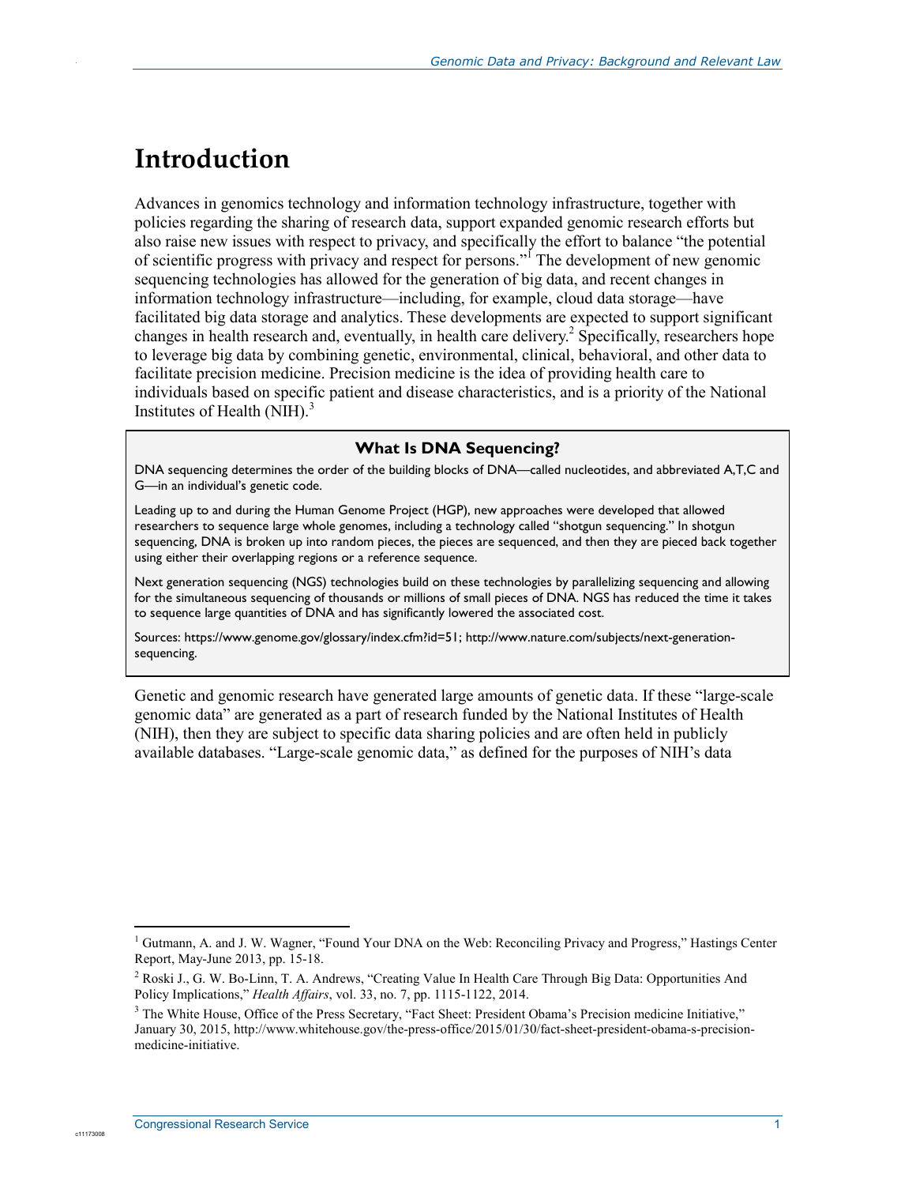# Introduction

Advances in genomics technology and information technology infrastructure, together with policies regarding the sharing of research data, support expanded genomic research efforts but also raise new issues with respect to privacy, and specifically the effort to balance "the potential of scientific progress with privacy and respect for persons."[1] The development of new genomic sequencing technologies has allowed for the generation of big data, and recent changes in information technology infrastructure—including, for example, cloud data storage—have facilitated big data storage and analytics. These developments are expected to support significant changes in health research and, eventually, in health care delivery.[2] Specifically, researchers hope to leverage big data by combining genetic, environmental, clinical, behavioral, and other data to facilitate precision medicine. Precision medicine is the idea of providing health care to individuals based on specific patient and disease characteristics, and is a priority of the National Institutes of Health (NIH).[3]

> **What Is DNA Sequencing?**
>
> DNA sequencing determines the order of the building blocks of DNA—called nucleotides, and abbreviated A,T,C and G—in an individual's genetic code.
>
> Leading up to and during the Human Genome Project (HGP), new approaches were developed that allowed researchers to sequence large whole genomes, including a technology called "shotgun sequencing." In shotgun sequencing, DNA is broken up into random pieces, the pieces are sequenced, and then they are pieced back together using either their overlapping regions or a reference sequence.
>
> Next generation sequencing (NGS) technologies build on these technologies by parallelizing sequencing and allowing for the simultaneous sequencing of thousands or millions of small pieces of DNA. NGS has reduced the time it takes to sequence large quantities of DNA and has significantly lowered the associated cost.
>
> Sources: https://www.genome.gov/glossary/index.cfm?id=51; http://www.nature.com/subjects/next-generation-sequencing.

Genetic and genomic research have generated large amounts of genetic data. If these "large-scale genomic data" are generated as a part of research funded by the National Institutes of Health (NIH), then they are subject to specific data sharing policies and are often held in publicly available databases. "Large-scale genomic data," as defined for the purposes of NIH's data

---

[1] Gutmann, A. and J. W. Wagner, "Found Your DNA on the Web: Reconciling Privacy and Progress," Hastings Center Report, May-June 2013, pp. 15-18.

[2] Roski J., G. W. Bo-Linn, T. A. Andrews, "Creating Value In Health Care Through Big Data: Opportunities And Policy Implications," *Health Affairs*, vol. 33, no. 7, pp. 1115-1122, 2014.

[3] The White House, Office of the Press Secretary, "Fact Sheet: President Obama's Precision medicine Initiative," January 30, 2015, http://www.whitehouse.gov/the-press-office/2015/01/30/fact-sheet-president-obama-s-precision-medicine-initiative.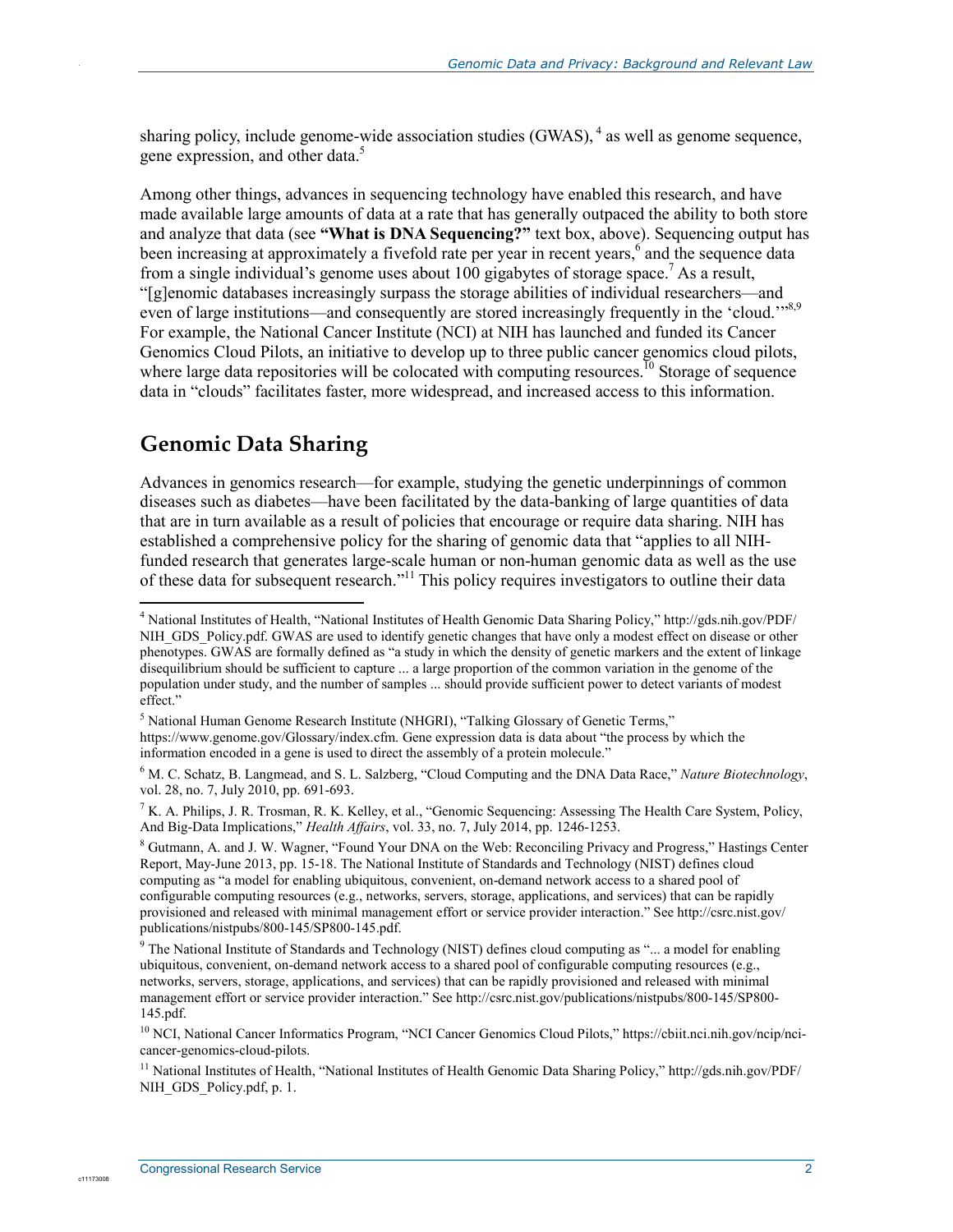sharing policy, include genome-wide association studies (GWAS),[4] as well as genome sequence, gene expression, and other data.[5]

Among other things, advances in sequencing technology have enabled this research, and have made available large amounts of data at a rate that has generally outpaced the ability to both store and analyze that data (see **"What is DNA Sequencing?"** text box, above). Sequencing output has been increasing at approximately a fivefold rate per year in recent years,[6] and the sequence data from a single individual's genome uses about 100 gigabytes of storage space.[7] As a result, "[g]enomic databases increasingly surpass the storage abilities of individual researchers—and even of large institutions—and consequently are stored increasingly frequently in the 'cloud.'"[8,9] For example, the National Cancer Institute (NCI) at NIH has launched and funded its Cancer Genomics Cloud Pilots, an initiative to develop up to three public cancer genomics cloud pilots, where large data repositories will be colocated with computing resources.[10] Storage of sequence data in "clouds" facilitates faster, more widespread, and increased access to this information.

## Genomic Data Sharing

Advances in genomics research—for example, studying the genetic underpinnings of common diseases such as diabetes—have been facilitated by the data-banking of large quantities of data that are in turn available as a result of policies that encourage or require data sharing. NIH has established a comprehensive policy for the sharing of genomic data that "applies to all NIH-funded research that generates large-scale human or non-human genomic data as well as the use of these data for subsequent research."[11] This policy requires investigators to outline their data

---

[4] National Institutes of Health, "National Institutes of Health Genomic Data Sharing Policy," http://gds.nih.gov/PDF/NIH_GDS_Policy.pdf. GWAS are used to identify genetic changes that have only a modest effect on disease or other phenotypes. GWAS are formally defined as "a study in which the density of genetic markers and the extent of linkage disequilibrium should be sufficient to capture ... a large proportion of the common variation in the genome of the population under study, and the number of samples ... should provide sufficient power to detect variants of modest effect."

[5] National Human Genome Research Institute (NHGRI), "Talking Glossary of Genetic Terms," https://www.genome.gov/Glossary/index.cfm. Gene expression data is data about "the process by which the information encoded in a gene is used to direct the assembly of a protein molecule."

[6] M. C. Schatz, B. Langmead, and S. L. Salzberg, "Cloud Computing and the DNA Data Race," *Nature Biotechnology*, vol. 28, no. 7, July 2010, pp. 691-693.

[7] K. A. Philips, J. R. Trosman, R. K. Kelley, et al., "Genomic Sequencing: Assessing The Health Care System, Policy, And Big-Data Implications," *Health Affairs*, vol. 33, no. 7, July 2014, pp. 1246-1253.

[8] Gutmann, A. and J. W. Wagner, "Found Your DNA on the Web: Reconciling Privacy and Progress," Hastings Center Report, May-June 2013, pp. 15-18. The National Institute of Standards and Technology (NIST) defines cloud computing as "a model for enabling ubiquitous, convenient, on-demand network access to a shared pool of configurable computing resources (e.g., networks, servers, storage, applications, and services) that can be rapidly provisioned and released with minimal management effort or service provider interaction." See http://csrc.nist.gov/publications/nistpubs/800-145/SP800-145.pdf.

[9] The National Institute of Standards and Technology (NIST) defines cloud computing as "... a model for enabling ubiquitous, convenient, on-demand network access to a shared pool of configurable computing resources (e.g., networks, servers, storage, applications, and services) that can be rapidly provisioned and released with minimal management effort or service provider interaction." See http://csrc.nist.gov/publications/nistpubs/800-145/SP800-145.pdf.

[10] NCI, National Cancer Informatics Program, "NCI Cancer Genomics Cloud Pilots," https://cbiit.nci.nih.gov/ncip/nci-cancer-genomics-cloud-pilots.

[11] National Institutes of Health, "National Institutes of Health Genomic Data Sharing Policy," http://gds.nih.gov/PDF/NIH_GDS_Policy.pdf, p. 1.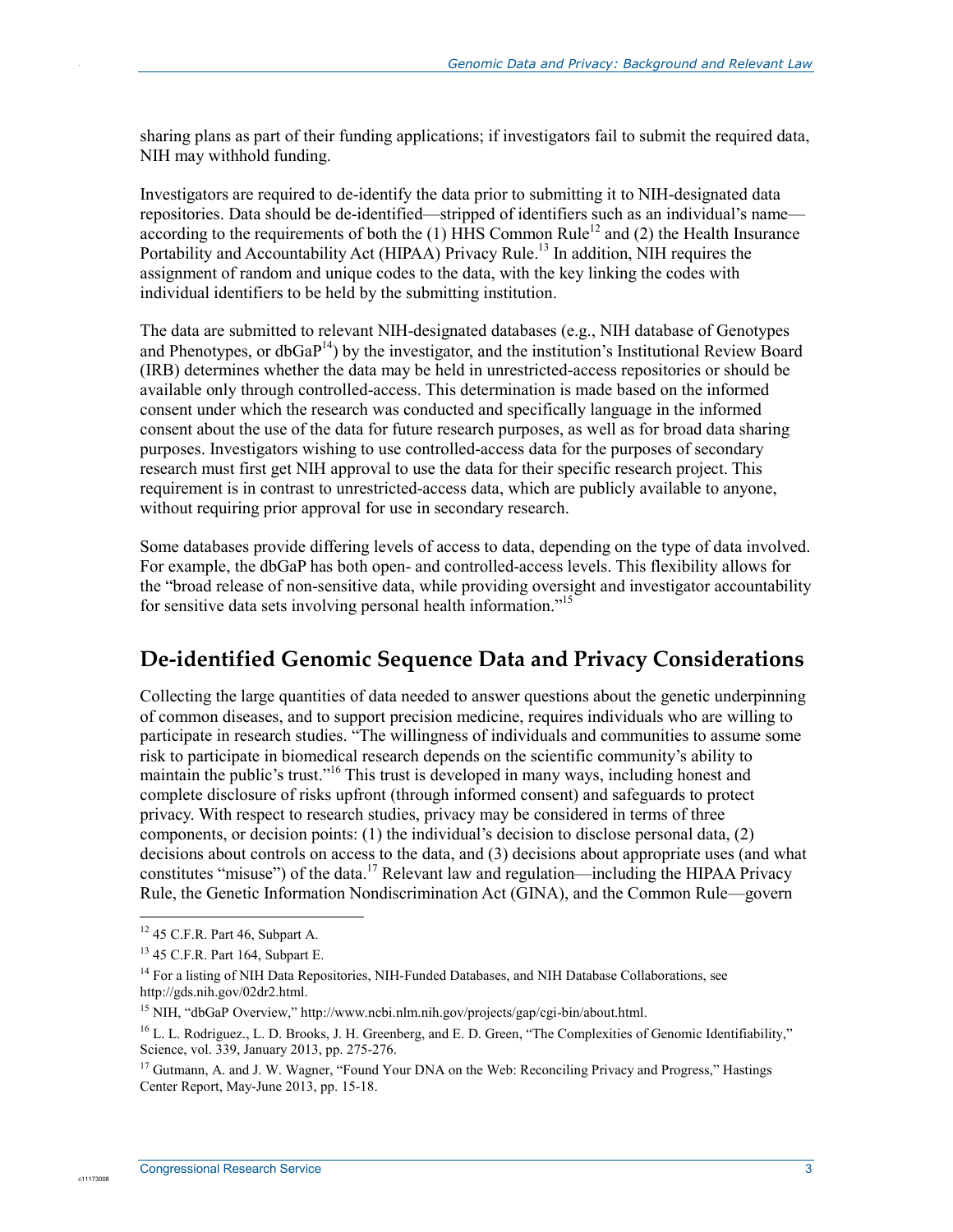sharing plans as part of their funding applications; if investigators fail to submit the required data, NIH may withhold funding.

Investigators are required to de-identify the data prior to submitting it to NIH-designated data repositories. Data should be de-identified—stripped of identifiers such as an individual's name—according to the requirements of both the (1) HHS Common Rule[12] and (2) the Health Insurance Portability and Accountability Act (HIPAA) Privacy Rule.[13] In addition, NIH requires the assignment of random and unique codes to the data, with the key linking the codes with individual identifiers to be held by the submitting institution.

The data are submitted to relevant NIH-designated databases (e.g., NIH database of Genotypes and Phenotypes, or dbGaP[14]) by the investigator, and the institution's Institutional Review Board (IRB) determines whether the data may be held in unrestricted-access repositories or should be available only through controlled-access. This determination is made based on the informed consent under which the research was conducted and specifically language in the informed consent about the use of the data for future research purposes, as well as for broad data sharing purposes. Investigators wishing to use controlled-access data for the purposes of secondary research must first get NIH approval to use the data for their specific research project. This requirement is in contrast to unrestricted-access data, which are publicly available to anyone, without requiring prior approval for use in secondary research.

Some databases provide differing levels of access to data, depending on the type of data involved. For example, the dbGaP has both open- and controlled-access levels. This flexibility allows for the "broad release of non-sensitive data, while providing oversight and investigator accountability for sensitive data sets involving personal health information."[15]

## De-identified Genomic Sequence Data and Privacy Considerations

Collecting the large quantities of data needed to answer questions about the genetic underpinning of common diseases, and to support precision medicine, requires individuals who are willing to participate in research studies. "The willingness of individuals and communities to assume some risk to participate in biomedical research depends on the scientific community's ability to maintain the public's trust."[16] This trust is developed in many ways, including honest and complete disclosure of risks upfront (through informed consent) and safeguards to protect privacy. With respect to research studies, privacy may be considered in terms of three components, or decision points: (1) the individual's decision to disclose personal data, (2) decisions about controls on access to the data, and (3) decisions about appropriate uses (and what constitutes "misuse") of the data.[17] Relevant law and regulation—including the HIPAA Privacy Rule, the Genetic Information Nondiscrimination Act (GINA), and the Common Rule—govern

---

[12] 45 C.F.R. Part 46, Subpart A.

[13] 45 C.F.R. Part 164, Subpart E.

[14] For a listing of NIH Data Repositories, NIH-Funded Databases, and NIH Database Collaborations, see http://gds.nih.gov/02dr2.html.

[15] NIH, "dbGaP Overview," http://www.ncbi.nlm.nih.gov/projects/gap/cgi-bin/about.html.

[16] L. L. Rodriguez., L. D. Brooks, J. H. Greenberg, and E. D. Green, "The Complexities of Genomic Identifiability," Science, vol. 339, January 2013, pp. 275-276.

[17] Gutmann, A. and J. W. Wagner, "Found Your DNA on the Web: Reconciling Privacy and Progress," Hastings Center Report, May-June 2013, pp. 15-18.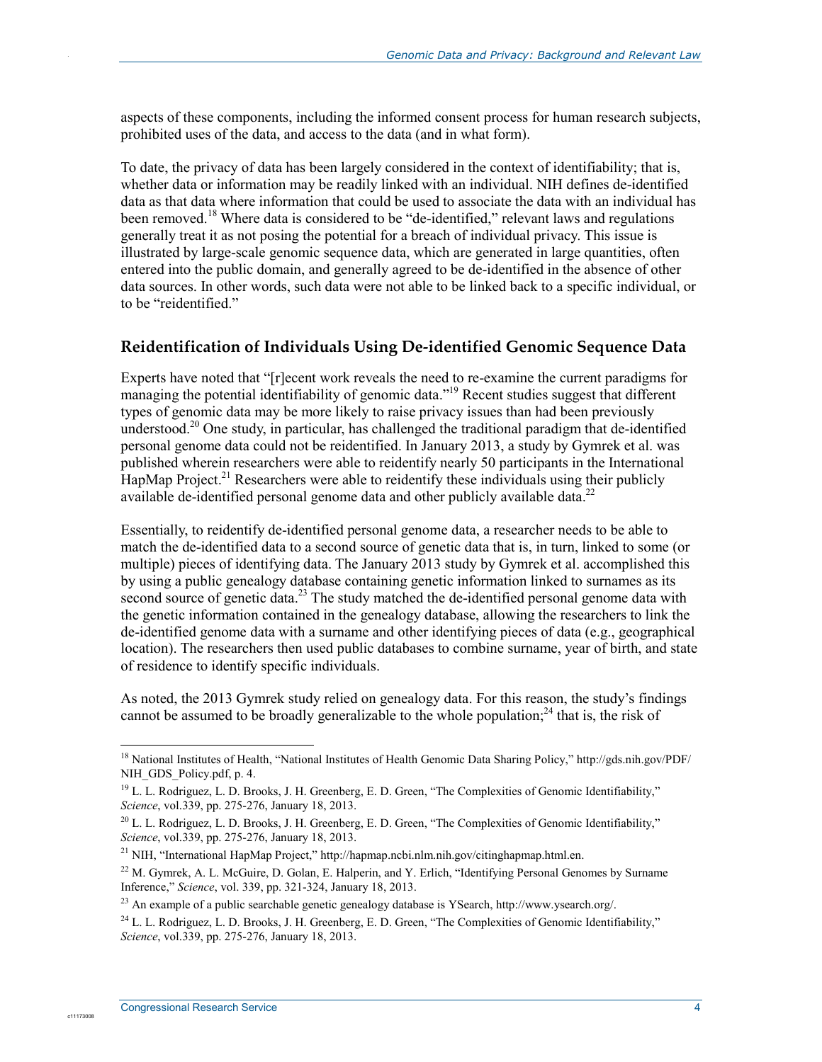aspects of these components, including the informed consent process for human research subjects, prohibited uses of the data, and access to the data (and in what form).

To date, the privacy of data has been largely considered in the context of identifiability; that is, whether data or information may be readily linked with an individual. NIH defines de-identified data as that data where information that could be used to associate the data with an individual has been removed.[18] Where data is considered to be "de-identified," relevant laws and regulations generally treat it as not posing the potential for a breach of individual privacy. This issue is illustrated by large-scale genomic sequence data, which are generated in large quantities, often entered into the public domain, and generally agreed to be de-identified in the absence of other data sources. In other words, such data were not able to be linked back to a specific individual, or to be "reidentified."

## Reidentification of Individuals Using De-identified Genomic Sequence Data

Experts have noted that "[r]ecent work reveals the need to re-examine the current paradigms for managing the potential identifiability of genomic data."[19] Recent studies suggest that different types of genomic data may be more likely to raise privacy issues than had been previously understood.[20] One study, in particular, has challenged the traditional paradigm that de-identified personal genome data could not be reidentified. In January 2013, a study by Gymrek et al. was published wherein researchers were able to reidentify nearly 50 participants in the International HapMap Project.[21] Researchers were able to reidentify these individuals using their publicly available de-identified personal genome data and other publicly available data.[22]

Essentially, to reidentify de-identified personal genome data, a researcher needs to be able to match the de-identified data to a second source of genetic data that is, in turn, linked to some (or multiple) pieces of identifying data. The January 2013 study by Gymrek et al. accomplished this by using a public genealogy database containing genetic information linked to surnames as its second source of genetic data.[23] The study matched the de-identified personal genome data with the genetic information contained in the genealogy database, allowing the researchers to link the de-identified genome data with a surname and other identifying pieces of data (e.g., geographical location). The researchers then used public databases to combine surname, year of birth, and state of residence to identify specific individuals.

As noted, the 2013 Gymrek study relied on genealogy data. For this reason, the study's findings cannot be assumed to be broadly generalizable to the whole population;[24] that is, the risk of

---

[18] National Institutes of Health, "National Institutes of Health Genomic Data Sharing Policy," http://gds.nih.gov/PDF/NIH_GDS_Policy.pdf, p. 4.

[19] L. L. Rodriguez, L. D. Brooks, J. H. Greenberg, E. D. Green, "The Complexities of Genomic Identifiability," *Science*, vol.339, pp. 275-276, January 18, 2013.

[20] L. L. Rodriguez, L. D. Brooks, J. H. Greenberg, E. D. Green, "The Complexities of Genomic Identifiability," *Science*, vol.339, pp. 275-276, January 18, 2013.

[21] NIH, "International HapMap Project," http://hapmap.ncbi.nlm.nih.gov/citinghapmap.html.en.

[22] M. Gymrek, A. L. McGuire, D. Golan, E. Halperin, and Y. Erlich, "Identifying Personal Genomes by Surname Inference," *Science*, vol. 339, pp. 321-324, January 18, 2013.

[23] An example of a public searchable genetic genealogy database is YSearch, http://www.ysearch.org/.

[24] L. L. Rodriguez, L. D. Brooks, J. H. Greenberg, E. D. Green, "The Complexities of Genomic Identifiability," *Science*, vol.339, pp. 275-276, January 18, 2013.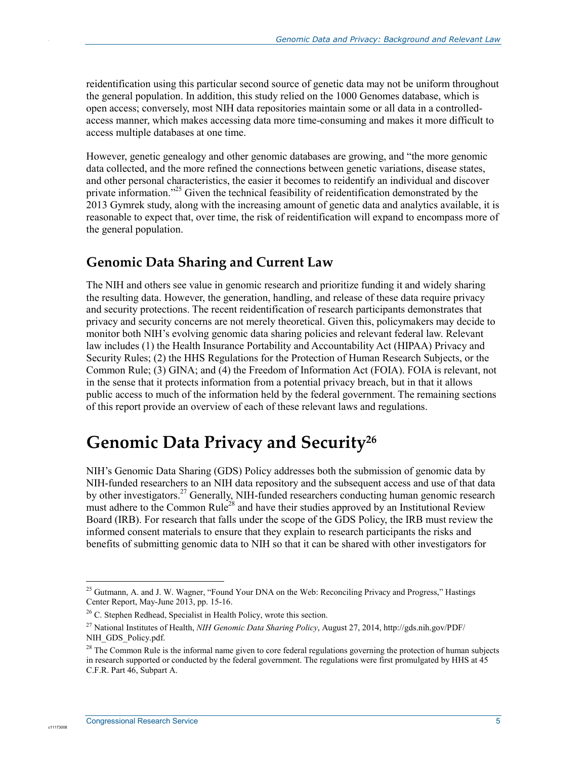reidentification using this particular second source of genetic data may not be uniform throughout the general population. In addition, this study relied on the 1000 Genomes database, which is open access; conversely, most NIH data repositories maintain some or all data in a controlled-access manner, which makes accessing data more time-consuming and makes it more difficult to access multiple databases at one time.

However, genetic genealogy and other genomic databases are growing, and "the more genomic data collected, and the more refined the connections between genetic variations, disease states, and other personal characteristics, the easier it becomes to reidentify an individual and discover private information."[25] Given the technical feasibility of reidentification demonstrated by the 2013 Gymrek study, along with the increasing amount of genetic data and analytics available, it is reasonable to expect that, over time, the risk of reidentification will expand to encompass more of the general population.

## Genomic Data Sharing and Current Law

The NIH and others see value in genomic research and prioritize funding it and widely sharing the resulting data. However, the generation, handling, and release of these data require privacy and security protections. The recent reidentification of research participants demonstrates that privacy and security concerns are not merely theoretical. Given this, policymakers may decide to monitor both NIH's evolving genomic data sharing policies and relevant federal law. Relevant law includes (1) the Health Insurance Portability and Accountability Act (HIPAA) Privacy and Security Rules; (2) the HHS Regulations for the Protection of Human Research Subjects, or the Common Rule; (3) GINA; and (4) the Freedom of Information Act (FOIA). FOIA is relevant, not in the sense that it protects information from a potential privacy breach, but in that it allows public access to much of the information held by the federal government. The remaining sections of this report provide an overview of each of these relevant laws and regulations.

# Genomic Data Privacy and Security[26]

NIH's Genomic Data Sharing (GDS) Policy addresses both the submission of genomic data by NIH-funded researchers to an NIH data repository and the subsequent access and use of that data by other investigators.[27] Generally, NIH-funded researchers conducting human genomic research must adhere to the Common Rule[28] and have their studies approved by an Institutional Review Board (IRB). For research that falls under the scope of the GDS Policy, the IRB must review the informed consent materials to ensure that they explain to research participants the risks and benefits of submitting genomic data to NIH so that it can be shared with other investigators for

---

[25] Gutmann, A. and J. W. Wagner, "Found Your DNA on the Web: Reconciling Privacy and Progress," Hastings Center Report, May-June 2013, pp. 15-16.

[26] C. Stephen Redhead, Specialist in Health Policy, wrote this section.

[27] National Institutes of Health, *NIH Genomic Data Sharing Policy*, August 27, 2014, http://gds.nih.gov/PDF/NIH_GDS_Policy.pdf.

[28] The Common Rule is the informal name given to core federal regulations governing the protection of human subjects in research supported or conducted by the federal government. The regulations were first promulgated by HHS at 45 C.F.R. Part 46, Subpart A.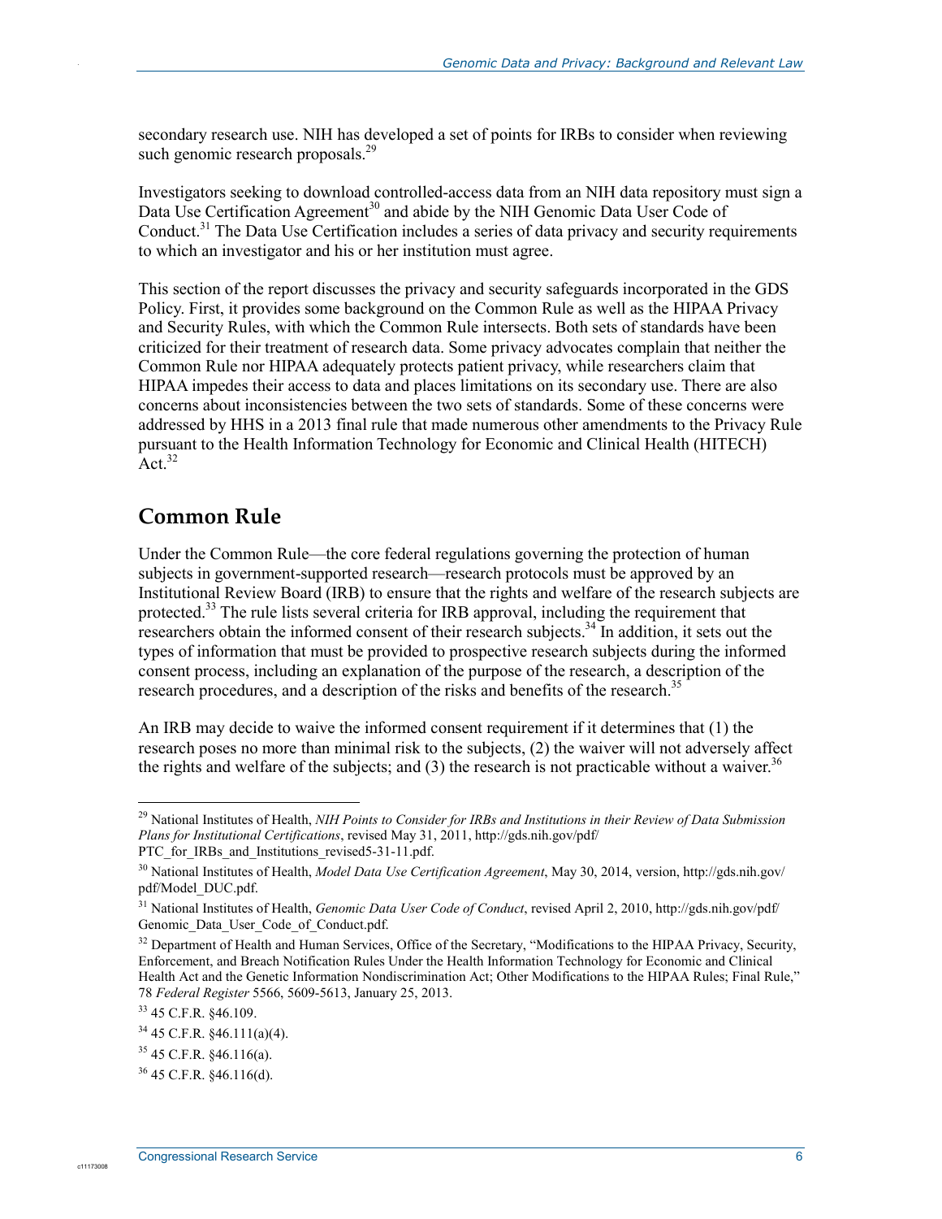secondary research use. NIH has developed a set of points for IRBs to consider when reviewing such genomic research proposals.[29]

Investigators seeking to download controlled-access data from an NIH data repository must sign a Data Use Certification Agreement[30] and abide by the NIH Genomic Data User Code of Conduct.[31] The Data Use Certification includes a series of data privacy and security requirements to which an investigator and his or her institution must agree.

This section of the report discusses the privacy and security safeguards incorporated in the GDS Policy. First, it provides some background on the Common Rule as well as the HIPAA Privacy and Security Rules, with which the Common Rule intersects. Both sets of standards have been criticized for their treatment of research data. Some privacy advocates complain that neither the Common Rule nor HIPAA adequately protects patient privacy, while researchers claim that HIPAA impedes their access to data and places limitations on its secondary use. There are also concerns about inconsistencies between the two sets of standards. Some of these concerns were addressed by HHS in a 2013 final rule that made numerous other amendments to the Privacy Rule pursuant to the Health Information Technology for Economic and Clinical Health (HITECH) Act.[32]

## Common Rule

Under the Common Rule—the core federal regulations governing the protection of human subjects in government-supported research—research protocols must be approved by an Institutional Review Board (IRB) to ensure that the rights and welfare of the research subjects are protected.[33] The rule lists several criteria for IRB approval, including the requirement that researchers obtain the informed consent of their research subjects.[34] In addition, it sets out the types of information that must be provided to prospective research subjects during the informed consent process, including an explanation of the purpose of the research, a description of the research procedures, and a description of the risks and benefits of the research.[35]

An IRB may decide to waive the informed consent requirement if it determines that (1) the research poses no more than minimal risk to the subjects, (2) the waiver will not adversely affect the rights and welfare of the subjects; and (3) the research is not practicable without a waiver.[36]

---

[29] National Institutes of Health, *NIH Points to Consider for IRBs and Institutions in their Review of Data Submission Plans for Institutional Certifications*, revised May 31, 2011, http://gds.nih.gov/pdf/PTC_for_IRBs_and_Institutions_revised5-31-11.pdf.

[30] National Institutes of Health, *Model Data Use Certification Agreement*, May 30, 2014, version, http://gds.nih.gov/pdf/Model_DUC.pdf.

[31] National Institutes of Health, *Genomic Data User Code of Conduct*, revised April 2, 2010, http://gds.nih.gov/pdf/Genomic_Data_User_Code_of_Conduct.pdf.

[32] Department of Health and Human Services, Office of the Secretary, "Modifications to the HIPAA Privacy, Security, Enforcement, and Breach Notification Rules Under the Health Information Technology for Economic and Clinical Health Act and the Genetic Information Nondiscrimination Act; Other Modifications to the HIPAA Rules; Final Rule," 78 *Federal Register* 5566, 5609-5613, January 25, 2013.

[33] 45 C.F.R. §46.109.

[34] 45 C.F.R. §46.111(a)(4).

[35] 45 C.F.R. §46.116(a).

[36] 45 C.F.R. §46.116(d).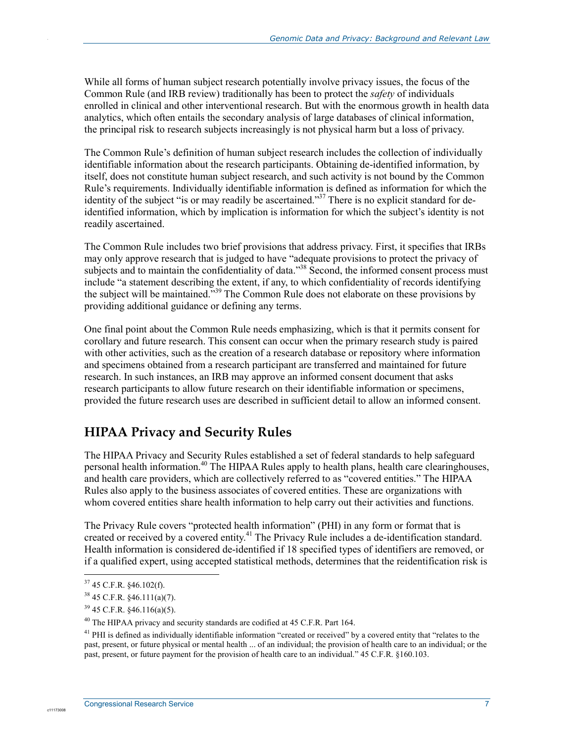While all forms of human subject research potentially involve privacy issues, the focus of the Common Rule (and IRB review) traditionally has been to protect the *safety* of individuals enrolled in clinical and other interventional research. But with the enormous growth in health data analytics, which often entails the secondary analysis of large databases of clinical information, the principal risk to research subjects increasingly is not physical harm but a loss of privacy.

The Common Rule's definition of human subject research includes the collection of individually identifiable information about the research participants. Obtaining de-identified information, by itself, does not constitute human subject research, and such activity is not bound by the Common Rule's requirements. Individually identifiable information is defined as information for which the identity of the subject "is or may readily be ascertained."[37] There is no explicit standard for de-identified information, which by implication is information for which the subject's identity is not readily ascertained.

The Common Rule includes two brief provisions that address privacy. First, it specifies that IRBs may only approve research that is judged to have "adequate provisions to protect the privacy of subjects and to maintain the confidentiality of data."[38] Second, the informed consent process must include "a statement describing the extent, if any, to which confidentiality of records identifying the subject will be maintained."[39] The Common Rule does not elaborate on these provisions by providing additional guidance or defining any terms.

One final point about the Common Rule needs emphasizing, which is that it permits consent for corollary and future research. This consent can occur when the primary research study is paired with other activities, such as the creation of a research database or repository where information and specimens obtained from a research participant are transferred and maintained for future research. In such instances, an IRB may approve an informed consent document that asks research participants to allow future research on their identifiable information or specimens, provided the future research uses are described in sufficient detail to allow an informed consent.

## HIPAA Privacy and Security Rules

The HIPAA Privacy and Security Rules established a set of federal standards to help safeguard personal health information.[40] The HIPAA Rules apply to health plans, health care clearinghouses, and health care providers, which are collectively referred to as "covered entities." The HIPAA Rules also apply to the business associates of covered entities. These are organizations with whom covered entities share health information to help carry out their activities and functions.

The Privacy Rule covers "protected health information" (PHI) in any form or format that is created or received by a covered entity.[41] The Privacy Rule includes a de-identification standard. Health information is considered de-identified if 18 specified types of identifiers are removed, or if a qualified expert, using accepted statistical methods, determines that the reidentification risk is

---

[37] 45 C.F.R. §46.102(f).

[38] 45 C.F.R. §46.111(a)(7).

[39] 45 C.F.R. §46.116(a)(5).

[40] The HIPAA privacy and security standards are codified at 45 C.F.R. Part 164.

[41] PHI is defined as individually identifiable information "created or received" by a covered entity that "relates to the past, present, or future physical or mental health ... of an individual; the provision of health care to an individual; or the past, present, or future payment for the provision of health care to an individual." 45 C.F.R. §160.103.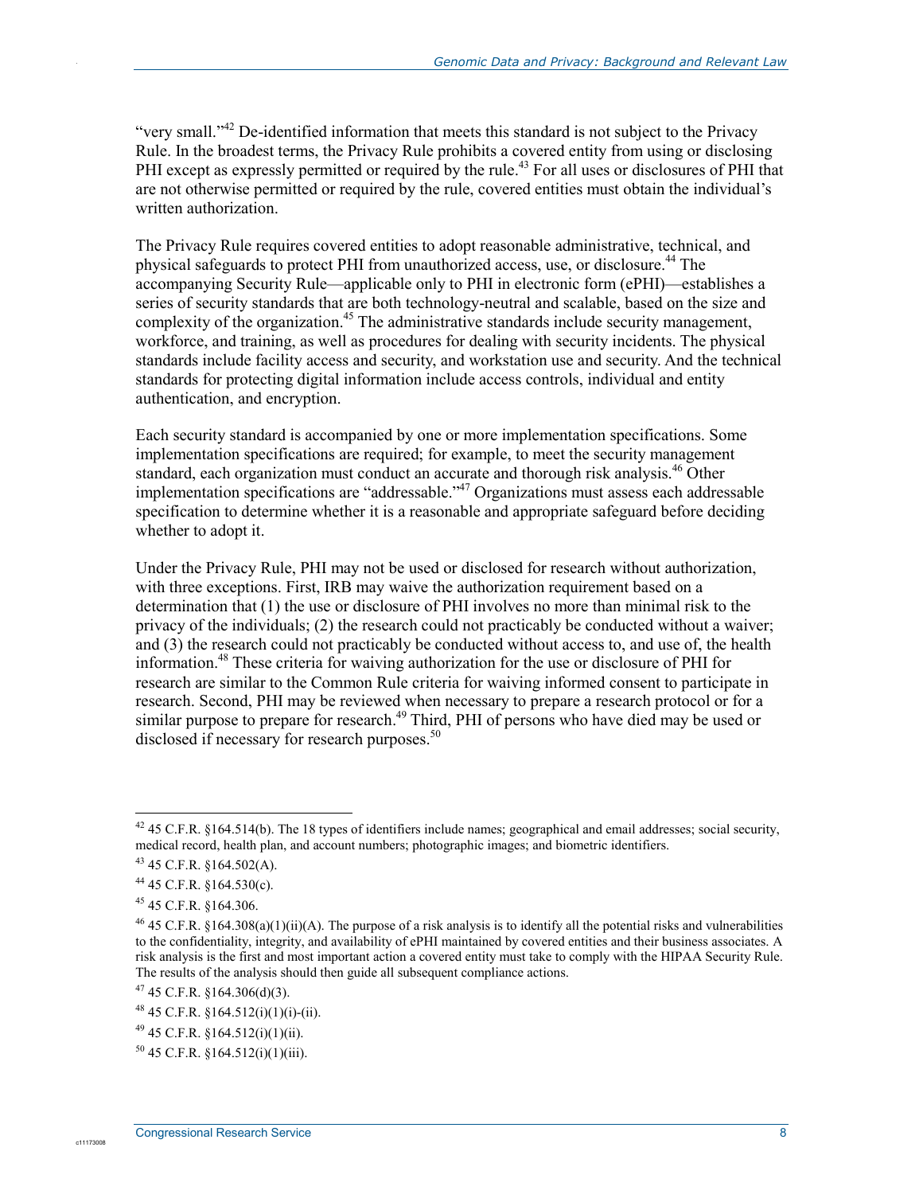"very small."[42] De-identified information that meets this standard is not subject to the Privacy Rule. In the broadest terms, the Privacy Rule prohibits a covered entity from using or disclosing PHI except as expressly permitted or required by the rule.[43] For all uses or disclosures of PHI that are not otherwise permitted or required by the rule, covered entities must obtain the individual's written authorization.

The Privacy Rule requires covered entities to adopt reasonable administrative, technical, and physical safeguards to protect PHI from unauthorized access, use, or disclosure.[44] The accompanying Security Rule—applicable only to PHI in electronic form (ePHI)—establishes a series of security standards that are both technology-neutral and scalable, based on the size and complexity of the organization.[45] The administrative standards include security management, workforce, and training, as well as procedures for dealing with security incidents. The physical standards include facility access and security, and workstation use and security. And the technical standards for protecting digital information include access controls, individual and entity authentication, and encryption.

Each security standard is accompanied by one or more implementation specifications. Some implementation specifications are required; for example, to meet the security management standard, each organization must conduct an accurate and thorough risk analysis.[46] Other implementation specifications are "addressable."[47] Organizations must assess each addressable specification to determine whether it is a reasonable and appropriate safeguard before deciding whether to adopt it.

Under the Privacy Rule, PHI may not be used or disclosed for research without authorization, with three exceptions. First, IRB may waive the authorization requirement based on a determination that (1) the use or disclosure of PHI involves no more than minimal risk to the privacy of the individuals; (2) the research could not practicably be conducted without a waiver; and (3) the research could not practicably be conducted without access to, and use of, the health information.[48] These criteria for waiving authorization for the use or disclosure of PHI for research are similar to the Common Rule criteria for waiving informed consent to participate in research. Second, PHI may be reviewed when necessary to prepare a research protocol or for a similar purpose to prepare for research.[49] Third, PHI of persons who have died may be used or disclosed if necessary for research purposes.[50]

---

[42] 45 C.F.R. §164.514(b). The 18 types of identifiers include names; geographical and email addresses; social security, medical record, health plan, and account numbers; photographic images; and biometric identifiers.

[43] 45 C.F.R. §164.502(A).

[44] 45 C.F.R. §164.530(c).

[45] 45 C.F.R. §164.306.

[46] 45 C.F.R. §164.308(a)(1)(ii)(A). The purpose of a risk analysis is to identify all the potential risks and vulnerabilities to the confidentiality, integrity, and availability of ePHI maintained by covered entities and their business associates. A risk analysis is the first and most important action a covered entity must take to comply with the HIPAA Security Rule. The results of the analysis should then guide all subsequent compliance actions.

[47] 45 C.F.R. §164.306(d)(3).

[48] 45 C.F.R. §164.512(i)(1)(i)-(ii).

[49] 45 C.F.R. §164.512(i)(1)(ii).

[50] 45 C.F.R. §164.512(i)(1)(iii).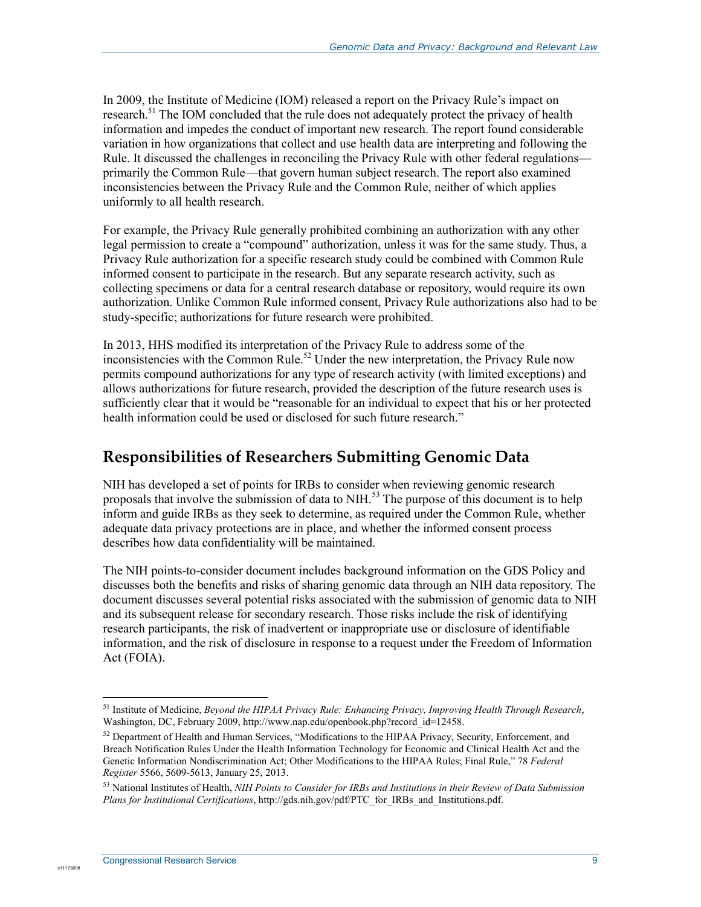In 2009, the Institute of Medicine (IOM) released a report on the Privacy Rule's impact on research.[51] The IOM concluded that the rule does not adequately protect the privacy of health information and impedes the conduct of important new research. The report found considerable variation in how organizations that collect and use health data are interpreting and following the Rule. It discussed the challenges in reconciling the Privacy Rule with other federal regulations—primarily the Common Rule—that govern human subject research. The report also examined inconsistencies between the Privacy Rule and the Common Rule, neither of which applies uniformly to all health research.

For example, the Privacy Rule generally prohibited combining an authorization with any other legal permission to create a "compound" authorization, unless it was for the same study. Thus, a Privacy Rule authorization for a specific research study could be combined with Common Rule informed consent to participate in the research. But any separate research activity, such as collecting specimens or data for a central research database or repository, would require its own authorization. Unlike Common Rule informed consent, Privacy Rule authorizations also had to be study-specific; authorizations for future research were prohibited.

In 2013, HHS modified its interpretation of the Privacy Rule to address some of the inconsistencies with the Common Rule.[52] Under the new interpretation, the Privacy Rule now permits compound authorizations for any type of research activity (with limited exceptions) and allows authorizations for future research, provided the description of the future research uses is sufficiently clear that it would be "reasonable for an individual to expect that his or her protected health information could be used or disclosed for such future research."

## Responsibilities of Researchers Submitting Genomic Data

NIH has developed a set of points for IRBs to consider when reviewing genomic research proposals that involve the submission of data to NIH.[53] The purpose of this document is to help inform and guide IRBs as they seek to determine, as required under the Common Rule, whether adequate data privacy protections are in place, and whether the informed consent process describes how data confidentiality will be maintained.

The NIH points-to-consider document includes background information on the GDS Policy and discusses both the benefits and risks of sharing genomic data through an NIH data repository. The document discusses several potential risks associated with the submission of genomic data to NIH and its subsequent release for secondary research. Those risks include the risk of identifying research participants, the risk of inadvertent or inappropriate use or disclosure of identifiable information, and the risk of disclosure in response to a request under the Freedom of Information Act (FOIA).

---

[51] Institute of Medicine, *Beyond the HIPAA Privacy Rule: Enhancing Privacy, Improving Health Through Research*, Washington, DC, February 2009, http://www.nap.edu/openbook.php?record_id=12458.

[52] Department of Health and Human Services, "Modifications to the HIPAA Privacy, Security, Enforcement, and Breach Notification Rules Under the Health Information Technology for Economic and Clinical Health Act and the Genetic Information Nondiscrimination Act; Other Modifications to the HIPAA Rules; Final Rule," 78 *Federal Register* 5566, 5609-5613, January 25, 2013.

[53] National Institutes of Health, *NIH Points to Consider for IRBs and Institutions in their Review of Data Submission Plans for Institutional Certifications*, http://gds.nih.gov/pdf/PTC_for_IRBs_and_Institutions.pdf.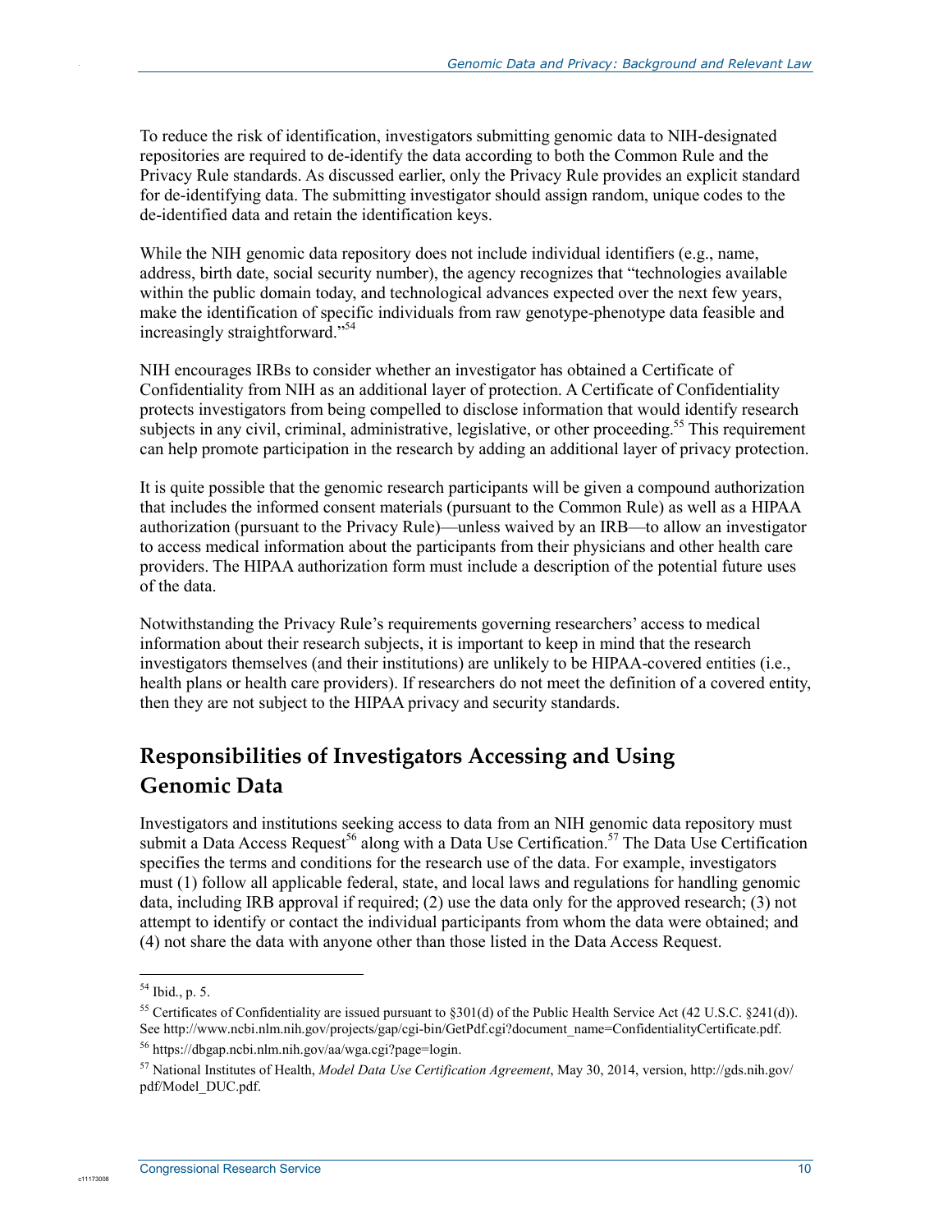To reduce the risk of identification, investigators submitting genomic data to NIH-designated repositories are required to de-identify the data according to both the Common Rule and the Privacy Rule standards. As discussed earlier, only the Privacy Rule provides an explicit standard for de-identifying data. The submitting investigator should assign random, unique codes to the de-identified data and retain the identification keys.

While the NIH genomic data repository does not include individual identifiers (e.g., name, address, birth date, social security number), the agency recognizes that "technologies available within the public domain today, and technological advances expected over the next few years, make the identification of specific individuals from raw genotype-phenotype data feasible and increasingly straightforward."[54]

NIH encourages IRBs to consider whether an investigator has obtained a Certificate of Confidentiality from NIH as an additional layer of protection. A Certificate of Confidentiality protects investigators from being compelled to disclose information that would identify research subjects in any civil, criminal, administrative, legislative, or other proceeding.[55] This requirement can help promote participation in the research by adding an additional layer of privacy protection.

It is quite possible that the genomic research participants will be given a compound authorization that includes the informed consent materials (pursuant to the Common Rule) as well as a HIPAA authorization (pursuant to the Privacy Rule)—unless waived by an IRB—to allow an investigator to access medical information about the participants from their physicians and other health care providers. The HIPAA authorization form must include a description of the potential future uses of the data.

Notwithstanding the Privacy Rule's requirements governing researchers' access to medical information about their research subjects, it is important to keep in mind that the research investigators themselves (and their institutions) are unlikely to be HIPAA-covered entities (i.e., health plans or health care providers). If researchers do not meet the definition of a covered entity, then they are not subject to the HIPAA privacy and security standards.

## Responsibilities of Investigators Accessing and Using Genomic Data

Investigators and institutions seeking access to data from an NIH genomic data repository must submit a Data Access Request[56] along with a Data Use Certification.[57] The Data Use Certification specifies the terms and conditions for the research use of the data. For example, investigators must (1) follow all applicable federal, state, and local laws and regulations for handling genomic data, including IRB approval if required; (2) use the data only for the approved research; (3) not attempt to identify or contact the individual participants from whom the data were obtained; and (4) not share the data with anyone other than those listed in the Data Access Request.

---

[54] Ibid., p. 5.

[55] Certificates of Confidentiality are issued pursuant to §301(d) of the Public Health Service Act (42 U.S.C. §241(d)). See http://www.ncbi.nlm.nih.gov/projects/gap/cgi-bin/GetPdf.cgi?document_name=ConfidentialityCertificate.pdf.

[56] https://dbgap.ncbi.nlm.nih.gov/aa/wga.cgi?page=login.

[57] National Institutes of Health, *Model Data Use Certification Agreement*, May 30, 2014, version, http://gds.nih.gov/pdf/Model_DUC.pdf.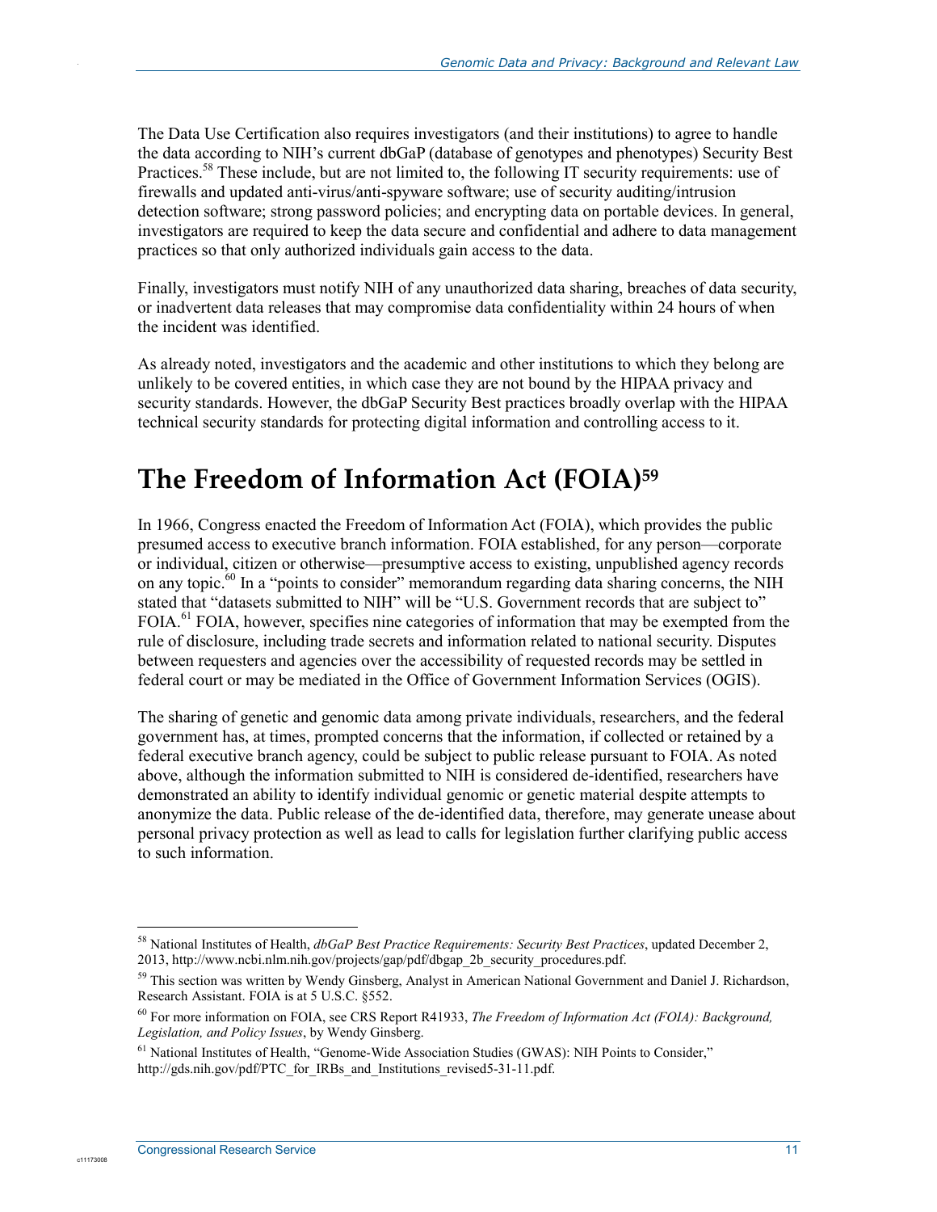The Data Use Certification also requires investigators (and their institutions) to agree to handle the data according to NIH's current dbGaP (database of genotypes and phenotypes) Security Best Practices.[58] These include, but are not limited to, the following IT security requirements: use of firewalls and updated anti-virus/anti-spyware software; use of security auditing/intrusion detection software; strong password policies; and encrypting data on portable devices. In general, investigators are required to keep the data secure and confidential and adhere to data management practices so that only authorized individuals gain access to the data.

Finally, investigators must notify NIH of any unauthorized data sharing, breaches of data security, or inadvertent data releases that may compromise data confidentiality within 24 hours of when the incident was identified.

As already noted, investigators and the academic and other institutions to which they belong are unlikely to be covered entities, in which case they are not bound by the HIPAA privacy and security standards. However, the dbGaP Security Best practices broadly overlap with the HIPAA technical security standards for protecting digital information and controlling access to it.

# The Freedom of Information Act (FOIA)[59]

In 1966, Congress enacted the Freedom of Information Act (FOIA), which provides the public presumed access to executive branch information. FOIA established, for any person—corporate or individual, citizen or otherwise—presumptive access to existing, unpublished agency records on any topic.[60] In a "points to consider" memorandum regarding data sharing concerns, the NIH stated that "datasets submitted to NIH" will be "U.S. Government records that are subject to" FOIA.[61] FOIA, however, specifies nine categories of information that may be exempted from the rule of disclosure, including trade secrets and information related to national security. Disputes between requesters and agencies over the accessibility of requested records may be settled in federal court or may be mediated in the Office of Government Information Services (OGIS).

The sharing of genetic and genomic data among private individuals, researchers, and the federal government has, at times, prompted concerns that the information, if collected or retained by a federal executive branch agency, could be subject to public release pursuant to FOIA. As noted above, although the information submitted to NIH is considered de-identified, researchers have demonstrated an ability to identify individual genomic or genetic material despite attempts to anonymize the data. Public release of the de-identified data, therefore, may generate unease about personal privacy protection as well as lead to calls for legislation further clarifying public access to such information.

---

[58] National Institutes of Health, *dbGaP Best Practice Requirements: Security Best Practices*, updated December 2, 2013, http://www.ncbi.nlm.nih.gov/projects/gap/pdf/dbgap_2b_security_procedures.pdf.

[59] This section was written by Wendy Ginsberg, Analyst in American National Government and Daniel J. Richardson, Research Assistant. FOIA is at 5 U.S.C. §552.

[60] For more information on FOIA, see CRS Report R41933, *The Freedom of Information Act (FOIA): Background, Legislation, and Policy Issues*, by Wendy Ginsberg.

[61] National Institutes of Health, "Genome-Wide Association Studies (GWAS): NIH Points to Consider," http://gds.nih.gov/pdf/PTC_for_IRBs_and_Institutions_revised5-31-11.pdf.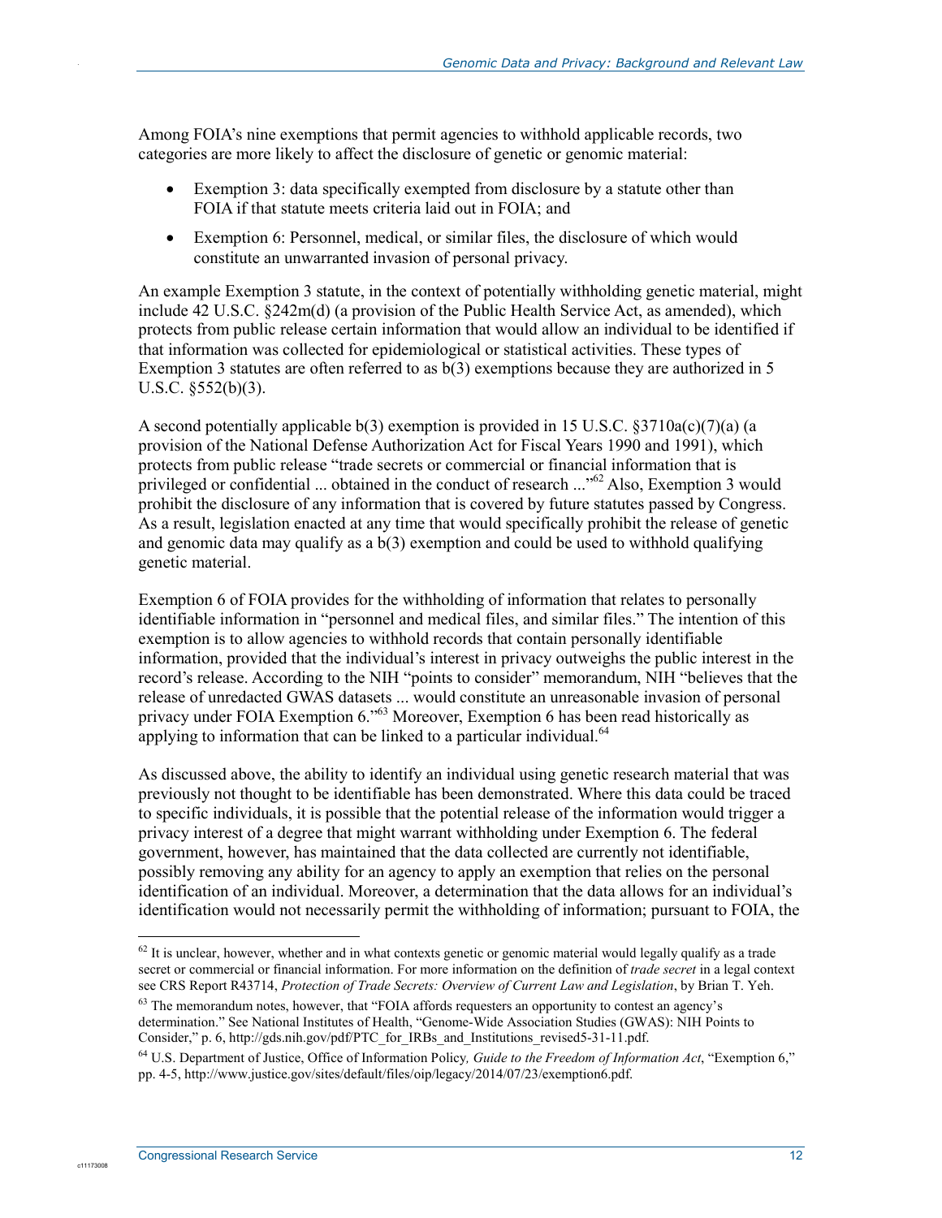Among FOIA's nine exemptions that permit agencies to withhold applicable records, two categories are more likely to affect the disclosure of genetic or genomic material:

- Exemption 3: data specifically exempted from disclosure by a statute other than FOIA if that statute meets criteria laid out in FOIA; and
- Exemption 6: Personnel, medical, or similar files, the disclosure of which would constitute an unwarranted invasion of personal privacy.

An example Exemption 3 statute, in the context of potentially withholding genetic material, might include 42 U.S.C. §242m(d) (a provision of the Public Health Service Act, as amended), which protects from public release certain information that would allow an individual to be identified if that information was collected for epidemiological or statistical activities. These types of Exemption 3 statutes are often referred to as b(3) exemptions because they are authorized in 5 U.S.C. §552(b)(3).

A second potentially applicable b(3) exemption is provided in 15 U.S.C. §3710a(c)(7)(a) (a provision of the National Defense Authorization Act for Fiscal Years 1990 and 1991), which protects from public release "trade secrets or commercial or financial information that is privileged or confidential ... obtained in the conduct of research ..."[62] Also, Exemption 3 would prohibit the disclosure of any information that is covered by future statutes passed by Congress. As a result, legislation enacted at any time that would specifically prohibit the release of genetic and genomic data may qualify as a b(3) exemption and could be used to withhold qualifying genetic material.

Exemption 6 of FOIA provides for the withholding of information that relates to personally identifiable information in "personnel and medical files, and similar files." The intention of this exemption is to allow agencies to withhold records that contain personally identifiable information, provided that the individual's interest in privacy outweighs the public interest in the record's release. According to the NIH "points to consider" memorandum, NIH "believes that the release of unredacted GWAS datasets ... would constitute an unreasonable invasion of personal privacy under FOIA Exemption 6."[63] Moreover, Exemption 6 has been read historically as applying to information that can be linked to a particular individual.[64]

As discussed above, the ability to identify an individual using genetic research material that was previously not thought to be identifiable has been demonstrated. Where this data could be traced to specific individuals, it is possible that the potential release of the information would trigger a privacy interest of a degree that might warrant withholding under Exemption 6. The federal government, however, has maintained that the data collected are currently not identifiable, possibly removing any ability for an agency to apply an exemption that relies on the personal identification of an individual. Moreover, a determination that the data allows for an individual's identification would not necessarily permit the withholding of information; pursuant to FOIA, the

[62] It is unclear, however, whether and in what contexts genetic or genomic material would legally qualify as a trade secret or commercial or financial information. For more information on the definition of *trade secret* in a legal context see CRS Report R43714, *Protection of Trade Secrets: Overview of Current Law and Legislation*, by Brian T. Yeh.

[63] The memorandum notes, however, that "FOIA affords requesters an opportunity to contest an agency's determination." See National Institutes of Health, "Genome-Wide Association Studies (GWAS): NIH Points to Consider," p. 6, http://gds.nih.gov/pdf/PTC_for_IRBs_and_Institutions_revised5-31-11.pdf.

[64] U.S. Department of Justice, Office of Information Policy, *Guide to the Freedom of Information Act*, "Exemption 6," pp. 4-5, http://www.justice.gov/sites/default/files/oip/legacy/2014/07/23/exemption6.pdf.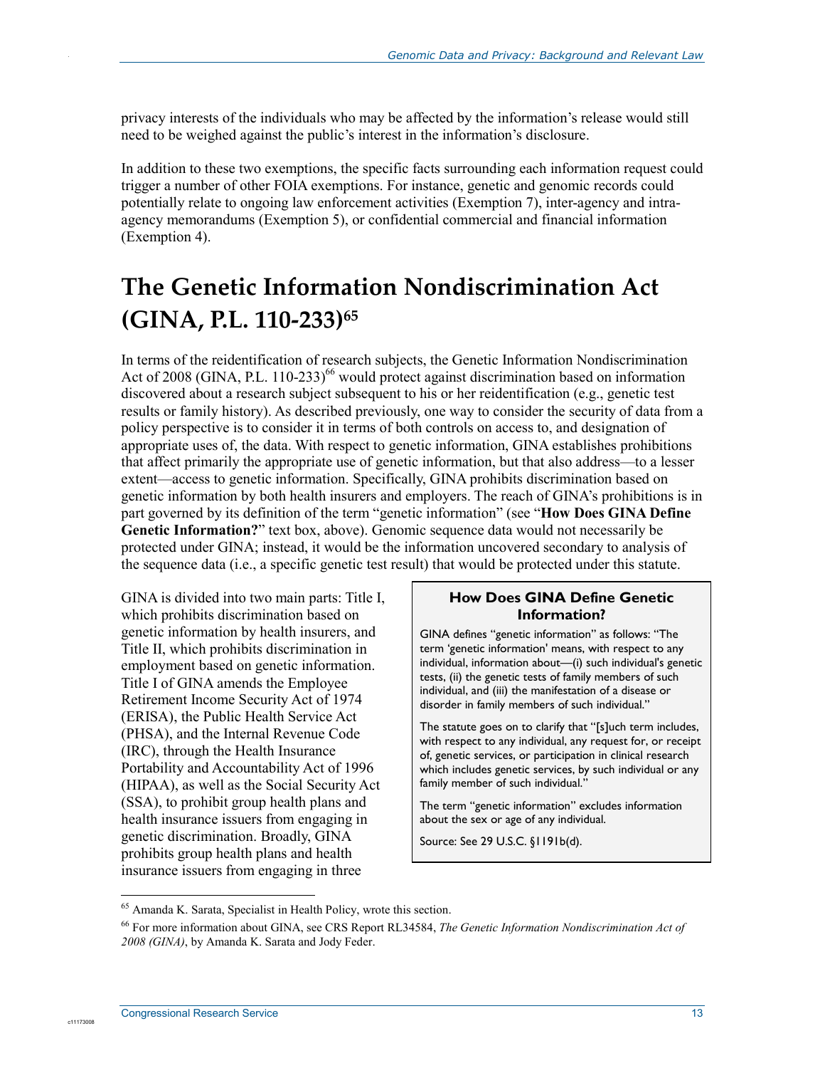privacy interests of the individuals who may be affected by the information's release would still need to be weighed against the public's interest in the information's disclosure.

In addition to these two exemptions, the specific facts surrounding each information request could trigger a number of other FOIA exemptions. For instance, genetic and genomic records could potentially relate to ongoing law enforcement activities (Exemption 7), inter-agency and intra-agency memorandums (Exemption 5), or confidential commercial and financial information (Exemption 4).

# The Genetic Information Nondiscrimination Act (GINA, P.L. 110-233)[65]

In terms of the reidentification of research subjects, the Genetic Information Nondiscrimination Act of 2008 (GINA, P.L. 110-233)[66] would protect against discrimination based on information discovered about a research subject subsequent to his or her reidentification (e.g., genetic test results or family history). As described previously, one way to consider the security of data from a policy perspective is to consider it in terms of both controls on access to, and designation of appropriate uses of, the data. With respect to genetic information, GINA establishes prohibitions that affect primarily the appropriate use of genetic information, but that also address—to a lesser extent—access to genetic information. Specifically, GINA prohibits discrimination based on genetic information by both health insurers and employers. The reach of GINA's prohibitions is in part governed by its definition of the term "genetic information" (see "**How Does GINA Define Genetic Information?**" text box, above). Genomic sequence data would not necessarily be protected under GINA; instead, it would be the information uncovered secondary to analysis of the sequence data (i.e., a specific genetic test result) that would be protected under this statute.

GINA is divided into two main parts: Title I, which prohibits discrimination based on genetic information by health insurers, and Title II, which prohibits discrimination in employment based on genetic information. Title I of GINA amends the Employee Retirement Income Security Act of 1974 (ERISA), the Public Health Service Act (PHSA), and the Internal Revenue Code (IRC), through the Health Insurance Portability and Accountability Act of 1996 (HIPAA), as well as the Social Security Act (SSA), to prohibit group health plans and health insurance issuers from engaging in genetic discrimination. Broadly, GINA prohibits group health plans and health insurance issuers from engaging in three

> **How Does GINA Define Genetic Information?**
>
> GINA defines "genetic information" as follows: "The term 'genetic information' means, with respect to any individual, information about—(i) such individual's genetic tests, (ii) the genetic tests of family members of such individual, and (iii) the manifestation of a disease or disorder in family members of such individual."
>
> The statute goes on to clarify that "[s]uch term includes, with respect to any individual, any request for, or receipt of, genetic services, or participation in clinical research which includes genetic services, by such individual or any family member of such individual."
>
> The term "genetic information" excludes information about the sex or age of any individual.
>
> Source: See 29 U.S.C. §1191b(d).

---

[65] Amanda K. Sarata, Specialist in Health Policy, wrote this section.

[66] For more information about GINA, see CRS Report RL34584, *The Genetic Information Nondiscrimination Act of 2008 (GINA)*, by Amanda K. Sarata and Jody Feder.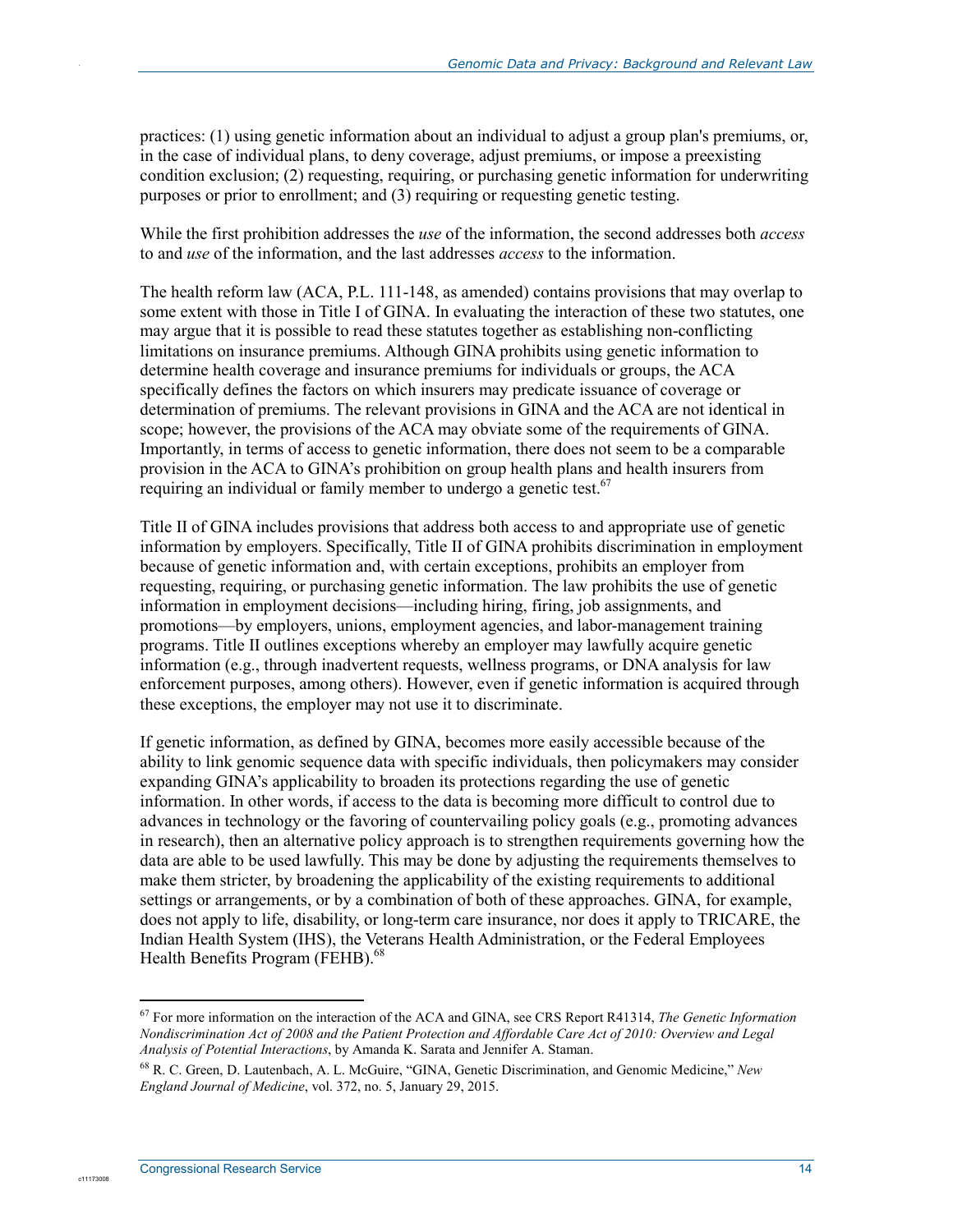practices: (1) using genetic information about an individual to adjust a group plan's premiums, or, in the case of individual plans, to deny coverage, adjust premiums, or impose a preexisting condition exclusion; (2) requesting, requiring, or purchasing genetic information for underwriting purposes or prior to enrollment; and (3) requiring or requesting genetic testing.

While the first prohibition addresses the *use* of the information, the second addresses both *access* to and *use* of the information, and the last addresses *access* to the information.

The health reform law (ACA, P.L. 111-148, as amended) contains provisions that may overlap to some extent with those in Title I of GINA. In evaluating the interaction of these two statutes, one may argue that it is possible to read these statutes together as establishing non-conflicting limitations on insurance premiums. Although GINA prohibits using genetic information to determine health coverage and insurance premiums for individuals or groups, the ACA specifically defines the factors on which insurers may predicate issuance of coverage or determination of premiums. The relevant provisions in GINA and the ACA are not identical in scope; however, the provisions of the ACA may obviate some of the requirements of GINA. Importantly, in terms of access to genetic information, there does not seem to be a comparable provision in the ACA to GINA's prohibition on group health plans and health insurers from requiring an individual or family member to undergo a genetic test.[67]

Title II of GINA includes provisions that address both access to and appropriate use of genetic information by employers. Specifically, Title II of GINA prohibits discrimination in employment because of genetic information and, with certain exceptions, prohibits an employer from requesting, requiring, or purchasing genetic information. The law prohibits the use of genetic information in employment decisions—including hiring, firing, job assignments, and promotions—by employers, unions, employment agencies, and labor-management training programs. Title II outlines exceptions whereby an employer may lawfully acquire genetic information (e.g., through inadvertent requests, wellness programs, or DNA analysis for law enforcement purposes, among others). However, even if genetic information is acquired through these exceptions, the employer may not use it to discriminate.

If genetic information, as defined by GINA, becomes more easily accessible because of the ability to link genomic sequence data with specific individuals, then policymakers may consider expanding GINA's applicability to broaden its protections regarding the use of genetic information. In other words, if access to the data is becoming more difficult to control due to advances in technology or the favoring of countervailing policy goals (e.g., promoting advances in research), then an alternative policy approach is to strengthen requirements governing how the data are able to be used lawfully. This may be done by adjusting the requirements themselves to make them stricter, by broadening the applicability of the existing requirements to additional settings or arrangements, or by a combination of both of these approaches. GINA, for example, does not apply to life, disability, or long-term care insurance, nor does it apply to TRICARE, the Indian Health System (IHS), the Veterans Health Administration, or the Federal Employees Health Benefits Program (FEHB).[68]

---

[67] For more information on the interaction of the ACA and GINA, see CRS Report R41314, *The Genetic Information Nondiscrimination Act of 2008 and the Patient Protection and Affordable Care Act of 2010: Overview and Legal Analysis of Potential Interactions*, by Amanda K. Sarata and Jennifer A. Staman.

[68] R. C. Green, D. Lautenbach, A. L. McGuire, "GINA, Genetic Discrimination, and Genomic Medicine," *New England Journal of Medicine*, vol. 372, no. 5, January 29, 2015.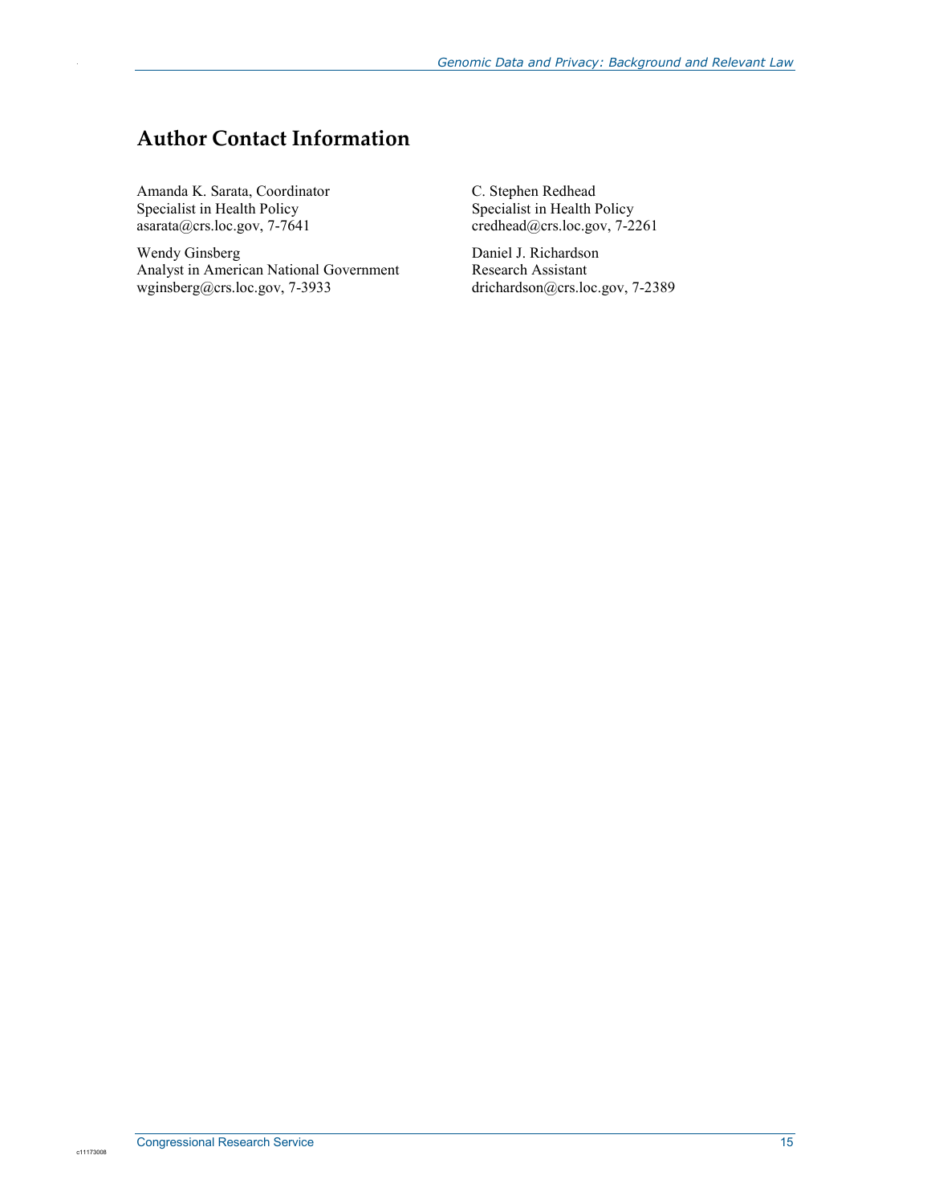## Author Contact Information

Amanda K. Sarata, Coordinator
Specialist in Health Policy
asarata@crs.loc.gov, 7-7641

Wendy Ginsberg
Analyst in American National Government
wginsberg@crs.loc.gov, 7-3933

C. Stephen Redhead
Specialist in Health Policy
credhead@crs.loc.gov, 7-2261

Daniel J. Richardson
Research Assistant
drichardson@crs.loc.gov, 7-2389